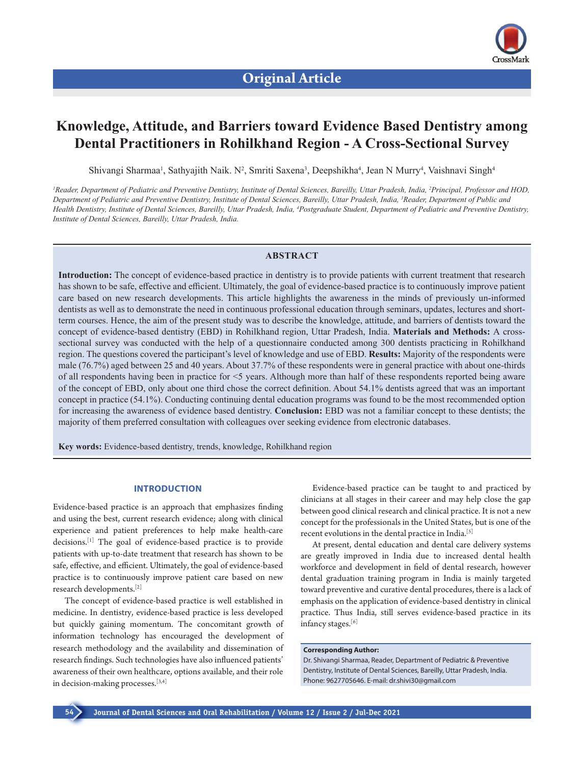Original Article

# Knowledge, Attitude, and Barriers toward Evidence Based Dentistry among Dental Practitioners in Rohilkhand Region - A Cross-Sectional Survey

Shivangi Sharmaa[1], Sathyajith Naik. N[2], Smriti Saxena[3], Deepshikha[4], Jean N Murry[4], Vaishnavi Singh[4]

*[1]Reader, Department of Pediatric and Preventive Dentistry, Institute of Dental Sciences, Bareilly, Uttar Pradesh, India, [2]Principal, Professor and HOD, Department of Pediatric and Preventive Dentistry, Institute of Dental Sciences, Bareilly, Uttar Pradesh, India, [3]Reader, Department of Public and Health Dentistry, Institute of Dental Sciences, Bareilly, Uttar Pradesh, India, [4]Postgraduate Student, Department of Pediatric and Preventive Dentistry, Institute of Dental Sciences, Bareilly, Uttar Pradesh, India.*

## ABSTRACT

**Introduction:** The concept of evidence-based practice in dentistry is to provide patients with current treatment that research has shown to be safe, effective and efficient. Ultimately, the goal of evidence-based practice is to continuously improve patient care based on new research developments. This article highlights the awareness in the minds of previously un-informed dentists as well as to demonstrate the need in continuous professional education through seminars, updates, lectures and short-term courses. Hence, the aim of the present study was to describe the knowledge, attitude, and barriers of dentists toward the concept of evidence-based dentistry (EBD) in Rohilkhand region, Uttar Pradesh, India. **Materials and Methods:** A cross-sectional survey was conducted with the help of a questionnaire conducted among 300 dentists practicing in Rohilkhand region. The questions covered the participant's level of knowledge and use of EBD. **Results:** Majority of the respondents were male (76.7%) aged between 25 and 40 years. About 37.7% of these respondents were in general practice with about one-thirds of all respondents having been in practice for <5 years. Although more than half of these respondents reported being aware of the concept of EBD, only about one third chose the correct definition. About 54.1% dentists agreed that was an important concept in practice (54.1%). Conducting continuing dental education programs was found to be the most recommended option for increasing the awareness of evidence based dentistry. **Conclusion:** EBD was not a familiar concept to these dentists; the majority of them preferred consultation with colleagues over seeking evidence from electronic databases.

**Key words:** Evidence-based dentistry, trends, knowledge, Rohilkhand region

## INTRODUCTION

Evidence-based practice is an approach that emphasizes finding and using the best, current research evidence; along with clinical experience and patient preferences to help make health-care decisions.[1] The goal of evidence-based practice is to provide patients with up-to-date treatment that research has shown to be safe, effective, and efficient. Ultimately, the goal of evidence-based practice is to continuously improve patient care based on new research developments.[2]

The concept of evidence-based practice is well established in medicine. In dentistry, evidence-based practice is less developed but quickly gaining momentum. The concomitant growth of information technology has encouraged the development of research methodology and the availability and dissemination of research findings. Such technologies have also influenced patients' awareness of their own healthcare, options available, and their role in decision-making processes.[3,4]

Evidence-based practice can be taught to and practiced by clinicians at all stages in their career and may help close the gap between good clinical research and clinical practice. It is not a new concept for the professionals in the United States, but is one of the recent evolutions in the dental practice in India.[5]

At present, dental education and dental care delivery systems are greatly improved in India due to increased dental health workforce and development in field of dental research, however dental graduation training program in India is mainly targeted toward preventive and curative dental procedures, there is a lack of emphasis on the application of evidence-based dentistry in clinical practice. Thus India, still serves evidence-based practice in its infancy stages.[6]

**Corresponding Author:**
Dr. Shivangi Sharmaa, Reader, Department of Pediatric & Preventive Dentistry, Institute of Dental Sciences, Bareilly, Uttar Pradesh, India. Phone: 9627705646. E-mail: dr.shivi30@gmail.com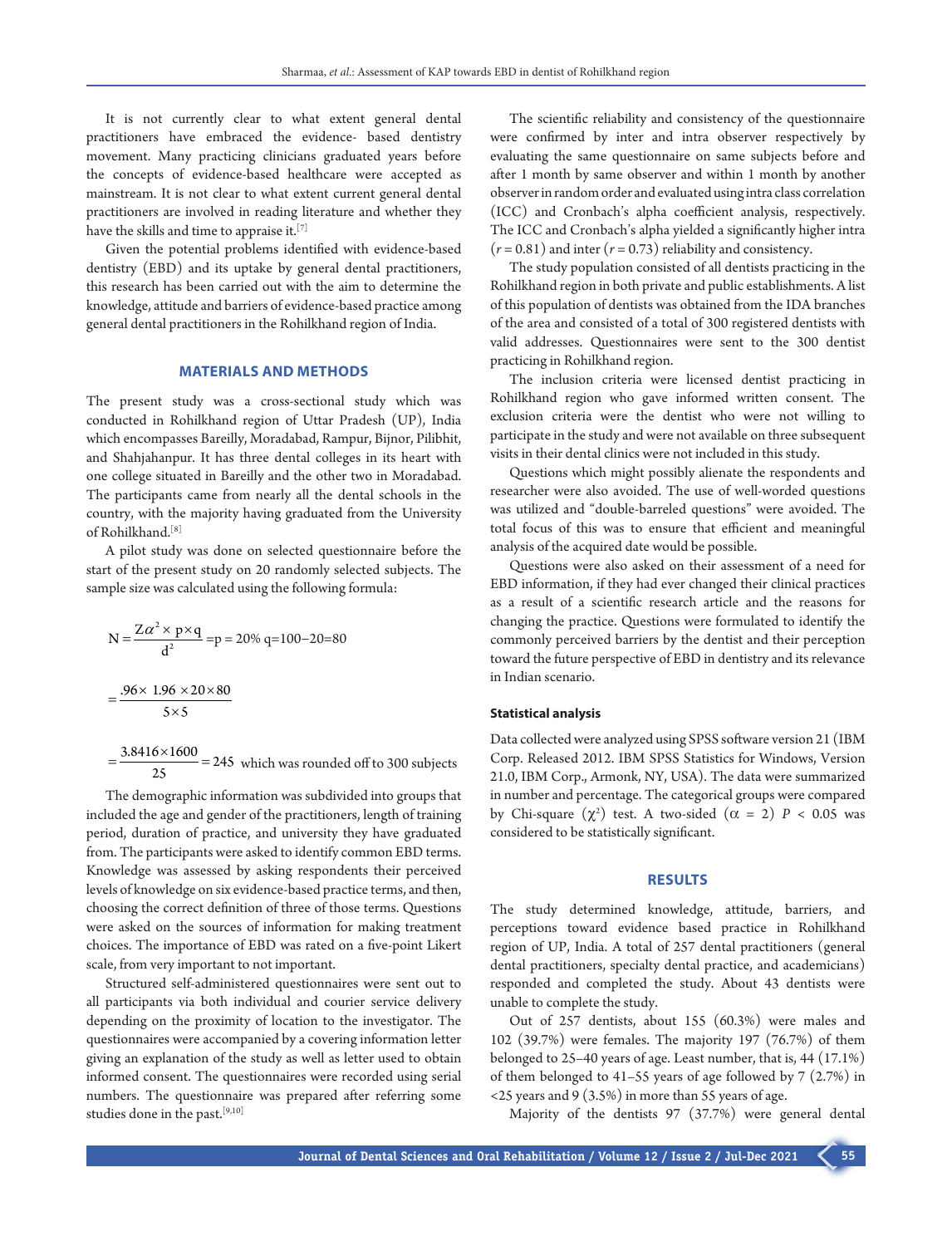It is not currently clear to what extent general dental practitioners have embraced the evidence- based dentistry movement. Many practicing clinicians graduated years before the concepts of evidence-based healthcare were accepted as mainstream. It is not clear to what extent current general dental practitioners are involved in reading literature and whether they have the skills and time to appraise it.[7]

Given the potential problems identified with evidence-based dentistry (EBD) and its uptake by general dental practitioners, this research has been carried out with the aim to determine the knowledge, attitude and barriers of evidence-based practice among general dental practitioners in the Rohilkhand region of India.

## MATERIALS AND METHODS

The present study was a cross-sectional study which was conducted in Rohilkhand region of Uttar Pradesh (UP), India which encompasses Bareilly, Moradabad, Rampur, Bijnor, Pilibhit, and Shahjahanpur. It has three dental colleges in its heart with one college situated in Bareilly and the other two in Moradabad. The participants came from nearly all the dental schools in the country, with the majority having graduated from the University of Rohilkhand.[8]

A pilot study was done on selected questionnaire before the start of the present study on 20 randomly selected subjects. The sample size was calculated using the following formula:

$$N = \frac{Z\alpha^2 \times p \times q}{d^2} = p = 20\% \quad q = 100 - 20 = 80$$

$$= \frac{.96 \times 1.96 \times 20 \times 80}{5 \times 5}$$

$$= \frac{3.8416 \times 1600}{25} = 245 \text{ which was rounded off to 300 subjects}$$

The demographic information was subdivided into groups that included the age and gender of the practitioners, length of training period, duration of practice, and university they have graduated from. The participants were asked to identify common EBD terms. Knowledge was assessed by asking respondents their perceived levels of knowledge on six evidence-based practice terms, and then, choosing the correct definition of three of those terms. Questions were asked on the sources of information for making treatment choices. The importance of EBD was rated on a five-point Likert scale, from very important to not important.

Structured self-administered questionnaires were sent out to all participants via both individual and courier service delivery depending on the proximity of location to the investigator. The questionnaires were accompanied by a covering information letter giving an explanation of the study as well as letter used to obtain informed consent. The questionnaires were recorded using serial numbers. The questionnaire was prepared after referring some studies done in the past.[9,10]

The scientific reliability and consistency of the questionnaire were confirmed by inter and intra observer respectively by evaluating the same questionnaire on same subjects before and after 1 month by same observer and within 1 month by another observer in random order and evaluated using intra class correlation (ICC) and Cronbach's alpha coefficient analysis, respectively. The ICC and Cronbach's alpha yielded a significantly higher intra ($r = 0.81$) and inter ($r = 0.73$) reliability and consistency.

The study population consisted of all dentists practicing in the Rohilkhand region in both private and public establishments. A list of this population of dentists was obtained from the IDA branches of the area and consisted of a total of 300 registered dentists with valid addresses. Questionnaires were sent to the 300 dentist practicing in Rohilkhand region.

The inclusion criteria were licensed dentist practicing in Rohilkhand region who gave informed written consent. The exclusion criteria were the dentist who were not willing to participate in the study and were not available on three subsequent visits in their dental clinics were not included in this study.

Questions which might possibly alienate the respondents and researcher were also avoided. The use of well-worded questions was utilized and "double-barreled questions" were avoided. The total focus of this was to ensure that efficient and meaningful analysis of the acquired date would be possible.

Questions were also asked on their assessment of a need for EBD information, if they had ever changed their clinical practices as a result of a scientific research article and the reasons for changing the practice. Questions were formulated to identify the commonly perceived barriers by the dentist and their perception toward the future perspective of EBD in dentistry and its relevance in Indian scenario.

### Statistical analysis

Data collected were analyzed using SPSS software version 21 (IBM Corp. Released 2012. IBM SPSS Statistics for Windows, Version 21.0, IBM Corp., Armonk, NY, USA). The data were summarized in number and percentage. The categorical groups were compared by Chi-square ($\chi^2$) test. A two-sided ($\alpha = 2$) $P < 0.05$ was considered to be statistically significant.

## RESULTS

The study determined knowledge, attitude, barriers, and perceptions toward evidence based practice in Rohilkhand region of UP, India. A total of 257 dental practitioners (general dental practitioners, specialty dental practice, and academicians) responded and completed the study. About 43 dentists were unable to complete the study.

Out of 257 dentists, about 155 (60.3%) were males and 102 (39.7%) were females. The majority 197 (76.7%) of them belonged to 25–40 years of age. Least number, that is, 44 (17.1%) of them belonged to 41–55 years of age followed by 7 (2.7%) in <25 years and 9 (3.5%) in more than 55 years of age.

Majority of the dentists 97 (37.7%) were general dental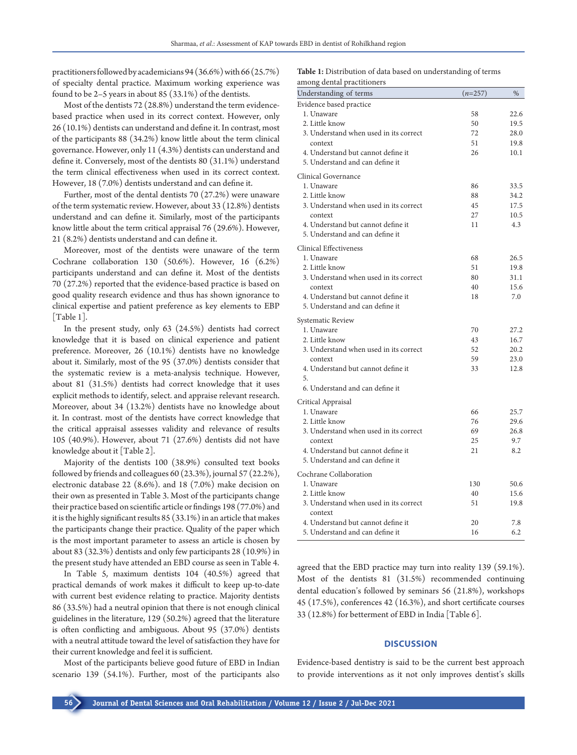practitioners followed by academicians 94 (36.6%) with 66 (25.7%) of specialty dental practice. Maximum working experience was found to be 2–5 years in about 85 (33.1%) of the dentists.

Most of the dentists 72 (28.8%) understand the term evidence-based practice when used in its correct context. However, only 26 (10.1%) dentists can understand and define it. In contrast, most of the participants 88 (34.2%) know little about the term clinical governance. However, only 11 (4.3%) dentists can understand and define it. Conversely, most of the dentists 80 (31.1%) understand the term clinical effectiveness when used in its correct context. However, 18 (7.0%) dentists understand and can define it.

Further, most of the dental dentists 70 (27.2%) were unaware of the term systematic review. However, about 33 (12.8%) dentists understand and can define it. Similarly, most of the participants know little about the term critical appraisal 76 (29.6%). However, 21 (8.2%) dentists understand and can define it.

Moreover, most of the dentists were unaware of the term Cochrane collaboration 130 (50.6%). However, 16 (6.2%) participants understand and can define it. Most of the dentists 70 (27.2%) reported that the evidence-based practice is based on good quality research evidence and thus has shown ignorance to clinical expertise and patient preference as key elements to EBP [Table 1].

In the present study, only 63 (24.5%) dentists had correct knowledge that it is based on clinical experience and patient preference. Moreover, 26 (10.1%) dentists have no knowledge about it. Similarly, most of the 95 (37.0%) dentists consider that the systematic review is a meta-analysis technique. However, about 81 (31.5%) dentists had correct knowledge that it uses explicit methods to identify, select. and appraise relevant research. Moreover, about 34 (13.2%) dentists have no knowledge about it. In contrast. most of the dentists have correct knowledge that the critical appraisal assesses validity and relevance of results 105 (40.9%). However, about 71 (27.6%) dentists did not have knowledge about it [Table 2].

Majority of the dentists 100 (38.9%) consulted text books followed by friends and colleagues 60 (23.3%), journal 57 (22.2%), electronic database 22 (8.6%). and 18 (7.0%) make decision on their own as presented in Table 3. Most of the participants change their practice based on scientific article or findings 198 (77.0%) and it is the highly significant results 85 (33.1%) in an article that makes the participants change their practice. Quality of the paper which is the most important parameter to assess an article is chosen by about 83 (32.3%) dentists and only few participants 28 (10.9%) in the present study have attended an EBD course as seen in Table 4.

In Table 5, maximum dentists 104 (40.5%) agreed that practical demands of work makes it difficult to keep up-to-date with current best evidence relating to practice. Majority dentists 86 (33.5%) had a neutral opinion that there is not enough clinical guidelines in the literature, 129 (50.2%) agreed that the literature is often conflicting and ambiguous. About 95 (37.0%) dentists with a neutral attitude toward the level of satisfaction they have for their current knowledge and feel it is sufficient.

Most of the participants believe good future of EBD in Indian scenario 139 (54.1%). Further, most of the participants also agreed that the EBD practice may turn into reality 139 (59.1%). Most of the dentists 81 (31.5%) recommended continuing dental education's followed by seminars 56 (21.8%), workshops 45 (17.5%), conferences 42 (16.3%), and short certificate courses 33 (12.8%) for betterment of EBD in India [Table 6].

**Table 1:** Distribution of data based on understanding of terms among dental practitioners

| Understanding of terms | (*n*=257) | % |
|---|---|---|
| **Evidence based practice** | | |
| 1. Unaware | 58 | 22.6 |
| 2. Little know | 50 | 19.5 |
| 3. Understand when used in its correct context | 72 | 28.0 |
| 4. Understand but cannot define it | 51 | 19.8 |
| 5. Understand and can define it | 26 | 10.1 |
| **Clinical Governance** | | |
| 1. Unaware | 86 | 33.5 |
| 2. Little know | 88 | 34.2 |
| 3. Understand when used in its correct context | 45 | 17.5 |
| 4. Understand but cannot define it | 27 | 10.5 |
| 5. Understand and can define it | 11 | 4.3 |
| **Clinical Effectiveness** | | |
| 1. Unaware | 68 | 26.5 |
| 2. Little know | 51 | 19.8 |
| 3. Understand when used in its correct context | 80 | 31.1 |
| 4. Understand but cannot define it | 40 | 15.6 |
| 5. Understand and can define it | 18 | 7.0 |
| **Systematic Review** | | |
| 1. Unaware | 70 | 27.2 |
| 2. Little know | 43 | 16.7 |
| 3. Understand when used in its correct context | 52 | 20.2 |
| 4. Understand but cannot define it | 59 | 23.0 |
| 5. | | |
| 6. Understand and can define it | 33 | 12.8 |
| **Critical Appraisal** | | |
| 1. Unaware | 66 | 25.7 |
| 2. Little know | 76 | 29.6 |
| 3. Understand when used in its correct context | 69 | 26.8 |
| 4. Understand but cannot define it | 25 | 9.7 |
| 5. Understand and can define it | 21 | 8.2 |
| **Cochrane Collaboration** | | |
| 1. Unaware | 130 | 50.6 |
| 2. Little know | 40 | 15.6 |
| 3. Understand when used in its correct context | 51 | 19.8 |
| 4. Understand but cannot define it | 20 | 7.8 |
| 5. Understand and can define it | 16 | 6.2 |

## DISCUSSION

Evidence-based dentistry is said to be the current best approach to provide interventions as it not only improves dentist's skills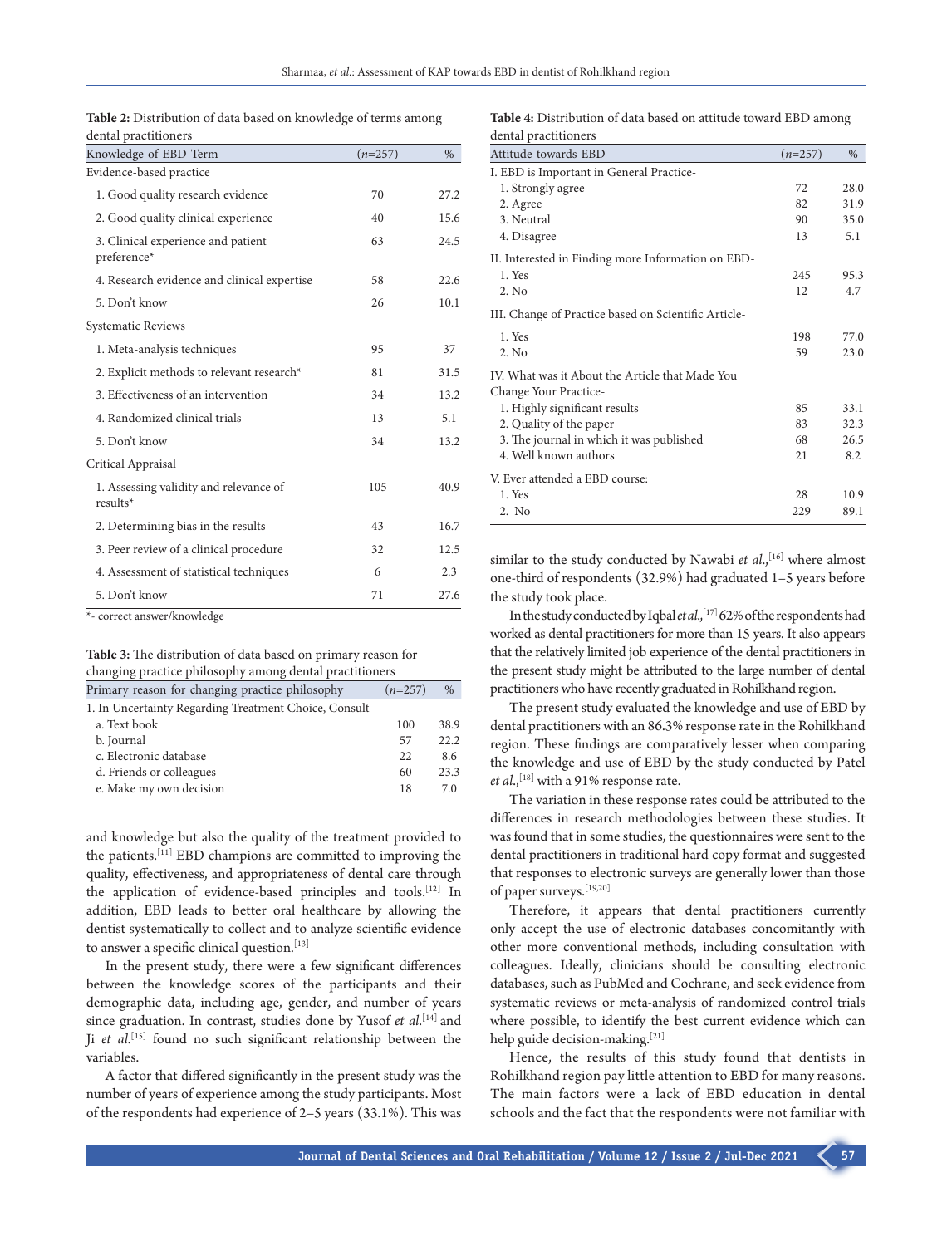**Table 2:** Distribution of data based on knowledge of terms among dental practitioners

| Knowledge of EBD Term | (*n*=257) | % |
|---|---|---|
| Evidence-based practice | | |
| 1. Good quality research evidence | 70 | 27.2 |
| 2. Good quality clinical experience | 40 | 15.6 |
| 3. Clinical experience and patient preference* | 63 | 24.5 |
| 4. Research evidence and clinical expertise | 58 | 22.6 |
| 5. Don't know | 26 | 10.1 |
| Systematic Reviews | | |
| 1. Meta-analysis techniques | 95 | 37 |
| 2. Explicit methods to relevant research* | 81 | 31.5 |
| 3. Effectiveness of an intervention | 34 | 13.2 |
| 4. Randomized clinical trials | 13 | 5.1 |
| 5. Don't know | 34 | 13.2 |
| Critical Appraisal | | |
| 1. Assessing validity and relevance of results* | 105 | 40.9 |
| 2. Determining bias in the results | 43 | 16.7 |
| 3. Peer review of a clinical procedure | 32 | 12.5 |
| 4. Assessment of statistical techniques | 6 | 2.3 |
| 5. Don't know | 71 | 27.6 |

*- correct answer/knowledge

**Table 3:** The distribution of data based on primary reason for changing practice philosophy among dental practitioners

| Primary reason for changing practice philosophy | (*n*=257) | % |
|---|---|---|
| 1. In Uncertainty Regarding Treatment Choice, Consult- | | |
| a. Text book | 100 | 38.9 |
| b. Journal | 57 | 22.2 |
| c. Electronic database | 22 | 8.6 |
| d. Friends or colleagues | 60 | 23.3 |
| e. Make my own decision | 18 | 7.0 |

**Table 4:** Distribution of data based on attitude toward EBD among dental practitioners

| Attitude towards EBD | (*n*=257) | % |
|---|---|---|
| I. EBD is Important in General Practice- | | |
| 1. Strongly agree | 72 | 28.0 |
| 2. Agree | 82 | 31.9 |
| 3. Neutral | 90 | 35.0 |
| 4. Disagree | 13 | 5.1 |
| II. Interested in Finding more Information on EBD- | | |
| 1. Yes | 245 | 95.3 |
| 2. No | 12 | 4.7 |
| III. Change of Practice based on Scientific Article- | | |
| 1. Yes | 198 | 77.0 |
| 2. No | 59 | 23.0 |
| IV. What was it About the Article that Made You Change Your Practice- | | |
| 1. Highly significant results | 85 | 33.1 |
| 2. Quality of the paper | 83 | 32.3 |
| 3. The journal in which it was published | 68 | 26.5 |
| 4. Well known authors | 21 | 8.2 |
| V. Ever attended a EBD course: | | |
| 1. Yes | 28 | 10.9 |
| 2. No | 229 | 89.1 |

and knowledge but also the quality of the treatment provided to the patients.[11] EBD champions are committed to improving the quality, effectiveness, and appropriateness of dental care through the application of evidence-based principles and tools.[12] In addition, EBD leads to better oral healthcare by allowing the dentist systematically to collect and to analyze scientific evidence to answer a specific clinical question.[13]

In the present study, there were a few significant differences between the knowledge scores of the participants and their demographic data, including age, gender, and number of years since graduation. In contrast, studies done by Yusof *et al.*[14] and Ji *et al.*[15] found no such significant relationship between the variables.

A factor that differed significantly in the present study was the number of years of experience among the study participants. Most of the respondents had experience of 2–5 years (33.1%). This was similar to the study conducted by Nawabi *et al.*,[16] where almost one-third of respondents (32.9%) had graduated 1–5 years before the study took place.

In the study conducted by Iqbal *et al.*,[17] 62% of the respondents had worked as dental practitioners for more than 15 years. It also appears that the relatively limited job experience of the dental practitioners in the present study might be attributed to the large number of dental practitioners who have recently graduated in Rohilkhand region.

The present study evaluated the knowledge and use of EBD by dental practitioners with an 86.3% response rate in the Rohilkhand region. These findings are comparatively lesser when comparing the knowledge and use of EBD by the study conducted by Patel *et al.*,[18] with a 91% response rate.

The variation in these response rates could be attributed to the differences in research methodologies between these studies. It was found that in some studies, the questionnaires were sent to the dental practitioners in traditional hard copy format and suggested that responses to electronic surveys are generally lower than those of paper surveys.[19,20]

Therefore, it appears that dental practitioners currently only accept the use of electronic databases concomitantly with other more conventional methods, including consultation with colleagues. Ideally, clinicians should be consulting electronic databases, such as PubMed and Cochrane, and seek evidence from systematic reviews or meta-analysis of randomized control trials where possible, to identify the best current evidence which can help guide decision-making.[21]

Hence, the results of this study found that dentists in Rohilkhand region pay little attention to EBD for many reasons. The main factors were a lack of EBD education in dental schools and the fact that the respondents were not familiar with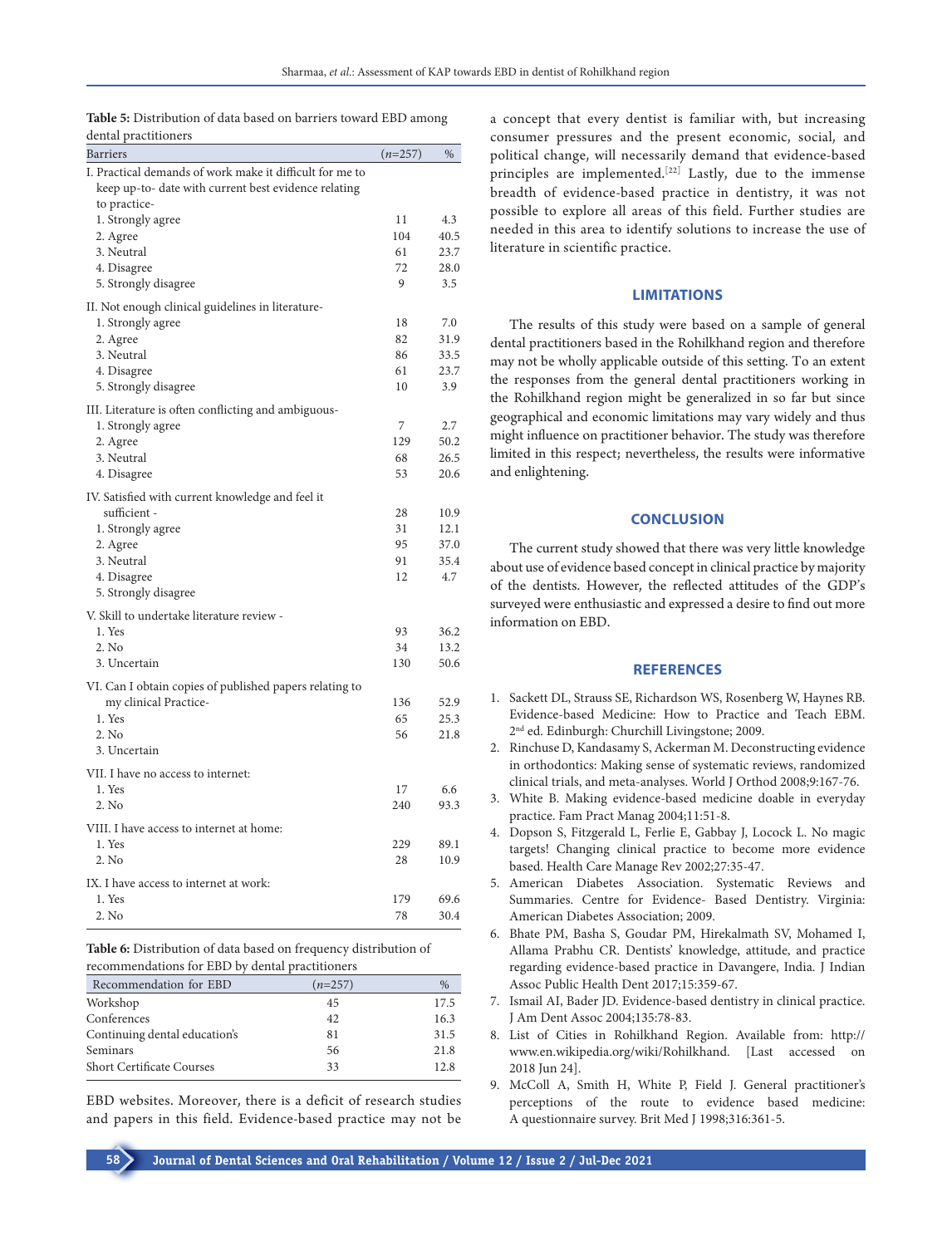**Table 5:** Distribution of data based on barriers toward EBD among dental practitioners

| Barriers | (*n*=257) | % |
|---|---|---|
| I. Practical demands of work make it difficult for me to keep up-to- date with current best evidence relating to practice- | | |
| 1. Strongly agree | 11 | 4.3 |
| 2. Agree | 104 | 40.5 |
| 3. Neutral | 61 | 23.7 |
| 4. Disagree | 72 | 28.0 |
| 5. Strongly disagree | 9 | 3.5 |
| II. Not enough clinical guidelines in literature- | | |
| 1. Strongly agree | 18 | 7.0 |
| 2. Agree | 82 | 31.9 |
| 3. Neutral | 86 | 33.5 |
| 4. Disagree | 61 | 23.7 |
| 5. Strongly disagree | 10 | 3.9 |
| III. Literature is often conflicting and ambiguous- | | |
| 1. Strongly agree | 7 | 2.7 |
| 2. Agree | 129 | 50.2 |
| 3. Neutral | 68 | 26.5 |
| 4. Disagree | 53 | 20.6 |
| IV. Satisfied with current knowledge and feel it sufficient - | 28 | 10.9 |
| 1. Strongly agree | 31 | 12.1 |
| 2. Agree | 95 | 37.0 |
| 3. Neutral | 91 | 35.4 |
| 4. Disagree | 12 | 4.7 |
| 5. Strongly disagree | | |
| V. Skill to undertake literature review - | | |
| 1. Yes | 93 | 36.2 |
| 2. No | 34 | 13.2 |
| 3. Uncertain | 130 | 50.6 |
| VI. Can I obtain copies of published papers relating to my clinical Practice- | 136 | 52.9 |
| 1. Yes | 65 | 25.3 |
| 2. No | 56 | 21.8 |
| 3. Uncertain | | |
| VII. I have no access to internet: | | |
| 1. Yes | 17 | 6.6 |
| 2. No | 240 | 93.3 |
| VIII. I have access to internet at home: | | |
| 1. Yes | 229 | 89.1 |
| 2. No | 28 | 10.9 |
| IX. I have access to internet at work: | | |
| 1. Yes | 179 | 69.6 |
| 2. No | 78 | 30.4 |

**Table 6:** Distribution of data based on frequency distribution of recommendations for EBD by dental practitioners

| Recommendation for EBD | (*n*=257) | % |
|---|---|---|
| Workshop | 45 | 17.5 |
| Conferences | 42 | 16.3 |
| Continuing dental education's | 81 | 31.5 |
| Seminars | 56 | 21.8 |
| Short Certificate Courses | 33 | 12.8 |

EBD websites. Moreover, there is a deficit of research studies and papers in this field. Evidence-based practice may not be a concept that every dentist is familiar with, but increasing consumer pressures and the present economic, social, and political change, will necessarily demand that evidence-based principles are implemented.[22] Lastly, due to the immense breadth of evidence-based practice in dentistry, it was not possible to explore all areas of this field. Further studies are needed in this area to identify solutions to increase the use of literature in scientific practice.

## LIMITATIONS

The results of this study were based on a sample of general dental practitioners based in the Rohilkhand region and therefore may not be wholly applicable outside of this setting. To an extent the responses from the general dental practitioners working in the Rohilkhand region might be generalized in so far but since geographical and economic limitations may vary widely and thus might influence on practitioner behavior. The study was therefore limited in this respect; nevertheless, the results were informative and enlightening.

## CONCLUSION

The current study showed that there was very little knowledge about use of evidence based concept in clinical practice by majority of the dentists. However, the reflected attitudes of the GDP's surveyed were enthusiastic and expressed a desire to find out more information on EBD.

## REFERENCES

1. Sackett DL, Strauss SE, Richardson WS, Rosenberg W, Haynes RB. Evidence-based Medicine: How to Practice and Teach EBM. 2nd ed. Edinburgh: Churchill Livingstone; 2009.
2. Rinchuse D, Kandasamy S, Ackerman M. Deconstructing evidence in orthodontics: Making sense of systematic reviews, randomized clinical trials, and meta-analyses. World J Orthod 2008;9:167-76.
3. White B. Making evidence-based medicine doable in everyday practice. Fam Pract Manag 2004;11:51-8.
4. Dopson S, Fitzgerald L, Ferlie E, Gabbay J, Locock L. No magic targets! Changing clinical practice to become more evidence based. Health Care Manage Rev 2002;27:35-47.
5. American Diabetes Association. Systematic Reviews and Summaries. Centre for Evidence- Based Dentistry. Virginia: American Diabetes Association; 2009.
6. Bhate PM, Basha S, Goudar PM, Hirekalmath SV, Mohamed I, Allama Prabhu CR. Dentists' knowledge, attitude, and practice regarding evidence-based practice in Davangere, India. J Indian Assoc Public Health Dent 2017;15:359-67.
7. Ismail AI, Bader JD. Evidence-based dentistry in clinical practice. J Am Dent Assoc 2004;135:78-83.
8. List of Cities in Rohilkhand Region. Available from: http://www.en.wikipedia.org/wiki/Rohilkhand. [Last accessed on 2018 Jun 24].
9. McColl A, Smith H, White P, Field J. General practitioner's perceptions of the route to evidence based medicine: A questionnaire survey. Brit Med J 1998;316:361-5.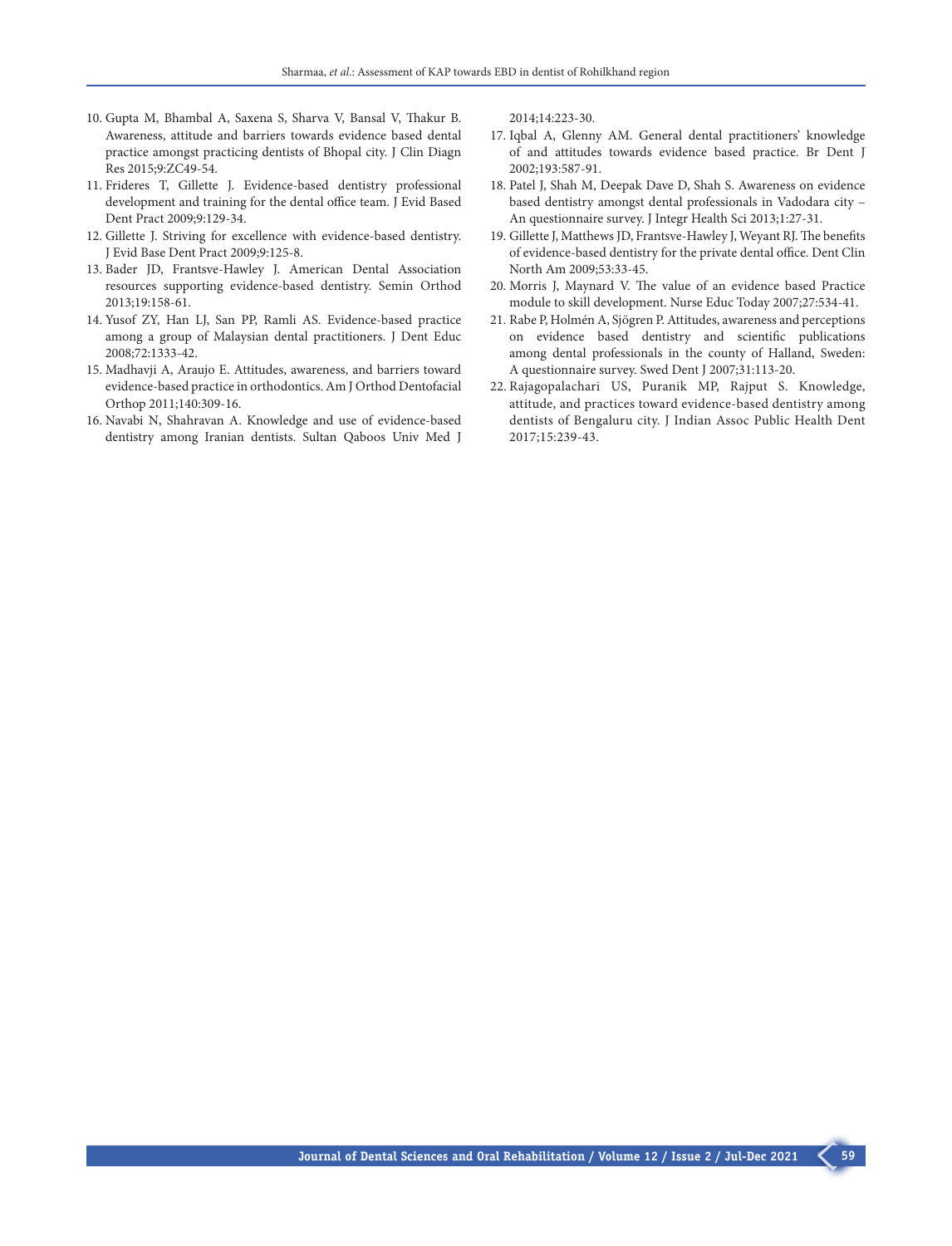10. Gupta M, Bhambal A, Saxena S, Sharva V, Bansal V, Thakur B. Awareness, attitude and barriers towards evidence based dental practice amongst practicing dentists of Bhopal city. J Clin Diagn Res 2015;9:ZC49-54.
11. Frideres T, Gillette J. Evidence-based dentistry professional development and training for the dental office team. J Evid Based Dent Pract 2009;9:129-34.
12. Gillette J. Striving for excellence with evidence-based dentistry. J Evid Base Dent Pract 2009;9:125-8.
13. Bader JD, Frantsve-Hawley J. American Dental Association resources supporting evidence-based dentistry. Semin Orthod 2013;19:158-61.
14. Yusof ZY, Han LJ, San PP, Ramli AS. Evidence-based practice among a group of Malaysian dental practitioners. J Dent Educ 2008;72:1333-42.
15. Madhavji A, Araujo E. Attitudes, awareness, and barriers toward evidence-based practice in orthodontics. Am J Orthod Dentofacial Orthop 2011;140:309-16.
16. Navabi N, Shahravan A. Knowledge and use of evidence-based dentistry among Iranian dentists. Sultan Qaboos Univ Med J 2014;14:223-30.
17. Iqbal A, Glenny AM. General dental practitioners' knowledge of and attitudes towards evidence based practice. Br Dent J 2002;193:587-91.
18. Patel J, Shah M, Deepak Dave D, Shah S. Awareness on evidence based dentistry amongst dental professionals in Vadodara city – An questionnaire survey. J Integr Health Sci 2013;1:27-31.
19. Gillette J, Matthews JD, Frantsve-Hawley J, Weyant RJ. The benefits of evidence-based dentistry for the private dental office. Dent Clin North Am 2009;53:33-45.
20. Morris J, Maynard V. The value of an evidence based Practice module to skill development. Nurse Educ Today 2007;27:534-41.
21. Rabe P, Holmén A, Sjögren P. Attitudes, awareness and perceptions on evidence based dentistry and scientific publications among dental professionals in the county of Halland, Sweden: A questionnaire survey. Swed Dent J 2007;31:113-20.
22. Rajagopalachari US, Puranik MP, Rajput S. Knowledge, attitude, and practices toward evidence-based dentistry among dentists of Bengaluru city. J Indian Assoc Public Health Dent 2017;15:239-43.